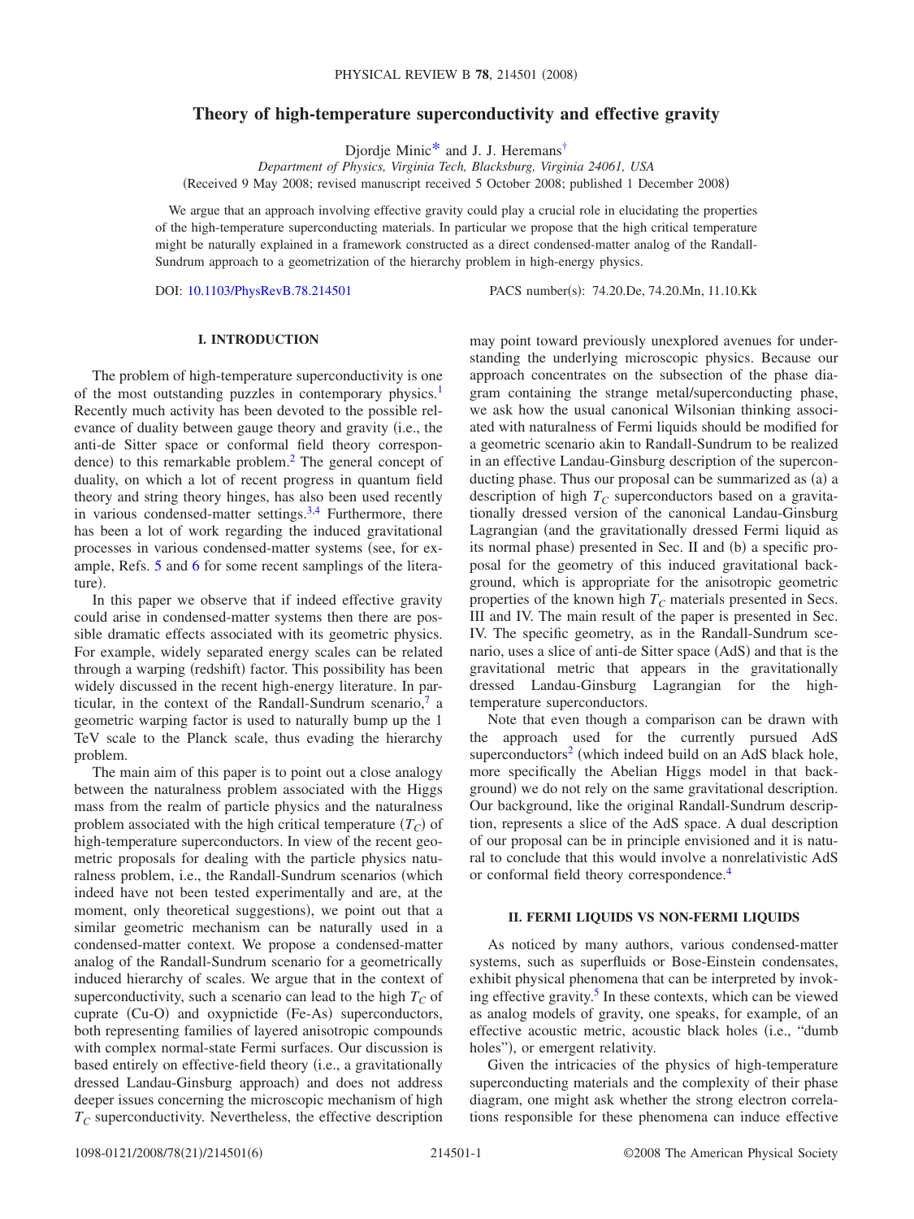# Theory of high-temperature superconductivity and effective gravity

Djordje Minic* and J. J. Heremans†

*Department of Physics, Virginia Tech, Blacksburg, Virginia 24061, USA*

(Received 9 May 2008; revised manuscript received 5 October 2008; published 1 December 2008)

We argue that an approach involving effective gravity could play a crucial role in elucidating the properties of the high-temperature superconducting materials. In particular we propose that the high critical temperature might be naturally explained in a framework constructed as a direct condensed-matter analog of the Randall-Sundrum approach to a geometrization of the hierarchy problem in high-energy physics.

DOI: 10.1103/PhysRevB.78.214501 PACS number(s): 74.20.De, 74.20.Mn, 11.10.Kk

## I. INTRODUCTION

The problem of high-temperature superconductivity is one of the most outstanding puzzles in contemporary physics.[1] Recently much activity has been devoted to the possible relevance of duality between gauge theory and gravity (i.e., the anti-de Sitter space or conformal field theory correspondence) to this remarkable problem.[2] The general concept of duality, on which a lot of recent progress in quantum field theory and string theory hinges, has also been used recently in various condensed-matter settings.[3,4] Furthermore, there has been a lot of work regarding the induced gravitational processes in various condensed-matter systems (see, for example, Refs. 5 and 6 for some recent samplings of the literature).

In this paper we observe that if indeed effective gravity could arise in condensed-matter systems then there are possible dramatic effects associated with its geometric physics. For example, widely separated energy scales can be related through a warping (redshift) factor. This possibility has been widely discussed in the recent high-energy literature. In particular, in the context of the Randall-Sundrum scenario,[7] a geometric warping factor is used to naturally bump up the 1 TeV scale to the Planck scale, thus evading the hierarchy problem.

The main aim of this paper is to point out a close analogy between the naturalness problem associated with the Higgs mass from the realm of particle physics and the naturalness problem associated with the high critical temperature ($T_C$) of high-temperature superconductors. In view of the recent geometric proposals for dealing with the particle physics naturalness problem, i.e., the Randall-Sundrum scenarios (which indeed have not been tested experimentally and are, at the moment, only theoretical suggestions), we point out that a similar geometric mechanism can be naturally used in a condensed-matter context. We propose a condensed-matter analog of the Randall-Sundrum scenario for a geometrically induced hierarchy of scales. We argue that in the context of superconductivity, such a scenario can lead to the high $T_C$ of cuprate (Cu-O) and oxypnictide (Fe-As) superconductors, both representing families of layered anisotropic compounds with complex normal-state Fermi surfaces. Our discussion is based entirely on effective-field theory (i.e., a gravitationally dressed Landau-Ginsburg approach) and does not address deeper issues concerning the microscopic mechanism of high $T_C$ superconductivity. Nevertheless, the effective description may point toward previously unexplored avenues for understanding the underlying microscopic physics. Because our approach concentrates on the subsection of the phase diagram containing the strange metal/superconducting phase, we ask how the usual canonical Wilsonian thinking associated with naturalness of Fermi liquids should be modified for a geometric scenario akin to Randall-Sundrum to be realized in an effective Landau-Ginsburg description of the superconducting phase. Thus our proposal can be summarized as (a) a description of high $T_C$ superconductors based on a gravitationally dressed version of the canonical Landau-Ginsburg Lagrangian (and the gravitationally dressed Fermi liquid as its normal phase) presented in Sec. II and (b) a specific proposal for the geometry of this induced gravitational background, which is appropriate for the anisotropic geometric properties of the known high $T_C$ materials presented in Secs. III and IV. The main result of the paper is presented in Sec. IV. The specific geometry, as in the Randall-Sundrum scenario, uses a slice of anti-de Sitter space (AdS) and that is the gravitational metric that appears in the gravitationally dressed Landau-Ginsburg Lagrangian for the high-temperature superconductors.

Note that even though a comparison can be drawn with the approach used for the currently pursued AdS superconductors[2] (which indeed build on an AdS black hole, more specifically the Abelian Higgs model in that background) we do not rely on the same gravitational description. Our background, like the original Randall-Sundrum description, represents a slice of the AdS space. A dual description of our proposal can be in principle envisioned and it is natural to conclude that this would involve a nonrelativistic AdS or conformal field theory correspondence.[4]

## II. FERMI LIQUIDS VS NON-FERMI LIQUIDS

As noticed by many authors, various condensed-matter systems, such as superfluids or Bose-Einstein condensates, exhibit physical phenomena that can be interpreted by invoking effective gravity.[5] In these contexts, which can be viewed as analog models of gravity, one speaks, for example, of an effective acoustic metric, acoustic black holes (i.e., "dumb holes"), or emergent relativity.

Given the intricacies of the physics of high-temperature superconducting materials and the complexity of their phase diagram, one might ask whether the strong electron correlations responsible for these phenomena can induce effective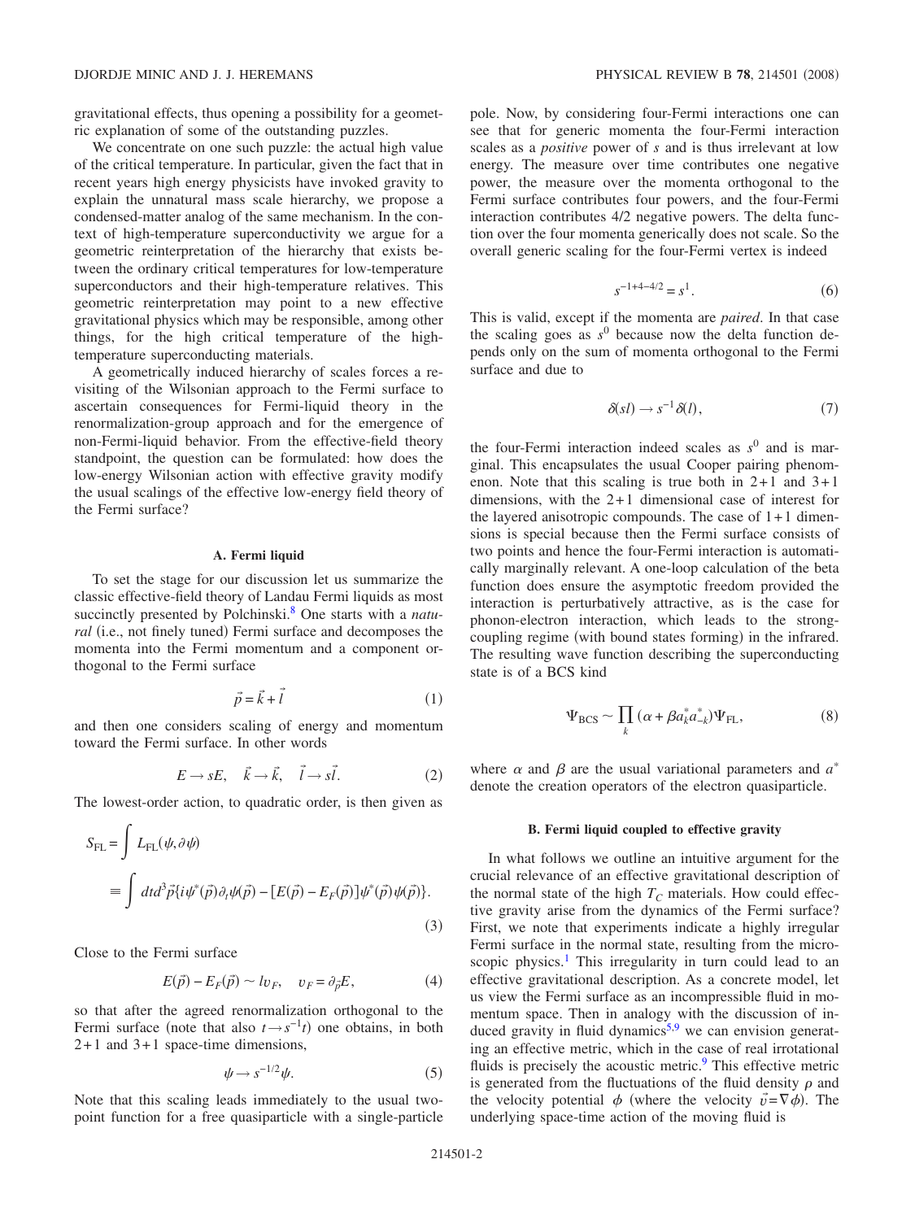gravitational effects, thus opening a possibility for a geometric explanation of some of the outstanding puzzles.

We concentrate on one such puzzle: the actual high value of the critical temperature. In particular, given the fact that in recent years high energy physicists have invoked gravity to explain the unnatural mass scale hierarchy, we propose a condensed-matter analog of the same mechanism. In the context of high-temperature superconductivity we argue for a geometric reinterpretation of the hierarchy that exists between the ordinary critical temperatures for low-temperature superconductors and their high-temperature relatives. This geometric reinterpretation may point to a new effective gravitational physics which may be responsible, among other things, for the high critical temperature of the high-temperature superconducting materials.

A geometrically induced hierarchy of scales forces a revisiting of the Wilsonian approach to the Fermi surface to ascertain consequences for Fermi-liquid theory in the renormalization-group approach and for the emergence of non-Fermi-liquid behavior. From the effective-field theory standpoint, the question can be formulated: how does the low-energy Wilsonian action with effective gravity modify the usual scalings of the effective low-energy field theory of the Fermi surface?

### A. Fermi liquid

To set the stage for our discussion let us summarize the classic effective-field theory of Landau Fermi liquids as most succinctly presented by Polchinski.[8] One starts with a *natural* (i.e., not finely tuned) Fermi surface and decomposes the momenta into the Fermi momentum and a component orthogonal to the Fermi surface

$$\vec{p} = \vec{k} + \vec{l} \tag{1}$$

and then one considers scaling of energy and momentum toward the Fermi surface. In other words

$$E \to sE, \quad \vec{k} \to \vec{k}, \quad \vec{l} \to s\vec{l}. \tag{2}$$

The lowest-order action, to quadratic order, is then given as

$$S_{\rm FL} = \int L_{\rm FL}(\psi, \partial\psi) \equiv \int dt d^3\vec{p}\{i\psi^*(\vec{p})\partial_t\psi(\vec{p}) - [E(\vec{p}) - E_F(\vec{p})]\psi^*(\vec{p})\psi(\vec{p})\}. \tag{3}$$

Close to the Fermi surface

$$E(\vec{p}) - E_F(\vec{p}) \sim lv_F, \quad v_F = \partial_{\vec{p}}E, \tag{4}$$

so that after the agreed renormalization orthogonal to the Fermi surface (note that also $t \to s^{-1}t$) one obtains, in both 2+1 and 3+1 space-time dimensions,

$$\psi \to s^{-1/2}\psi. \tag{5}$$

Note that this scaling leads immediately to the usual two-point function for a free quasiparticle with a single-particle pole. Now, by considering four-Fermi interactions one can see that for generic momenta the four-Fermi interaction scales as a *positive* power of $s$ and is thus irrelevant at low energy. The measure over time contributes one negative power, the measure over the momenta orthogonal to the Fermi surface contributes four powers, and the four-Fermi interaction contributes 4/2 negative powers. The delta function over the four momenta generically does not scale. So the overall generic scaling for the four-Fermi vertex is indeed

$$s^{-1+4-4/2} = s^1. \tag{6}$$

This is valid, except if the momenta are *paired*. In that case the scaling goes as $s^0$ because now the delta function depends only on the sum of momenta orthogonal to the Fermi surface and due to

$$\delta(sl) \to s^{-1}\delta(l), \tag{7}$$

the four-Fermi interaction indeed scales as $s^0$ and is marginal. This encapsulates the usual Cooper pairing phenomenon. Note that this scaling is true both in 2+1 and 3+1 dimensions, with the 2+1 dimensional case of interest for the layered anisotropic compounds. The case of 1+1 dimensions is special because then the Fermi surface consists of two points and hence the four-Fermi interaction is automatically marginally relevant. A one-loop calculation of the beta function does ensure the asymptotic freedom provided the interaction is perturbatively attractive, as is the case for phonon-electron interaction, which leads to the strong-coupling regime (with bound states forming) in the infrared. The resulting wave function describing the superconducting state is of a BCS kind

$$\Psi_{\rm BCS} \sim \prod_k (\alpha + \beta a_k^* a_{-k}^*)\Psi_{\rm FL}, \tag{8}$$

where $\alpha$ and $\beta$ are the usual variational parameters and $a^*$ denote the creation operators of the electron quasiparticle.

### B. Fermi liquid coupled to effective gravity

In what follows we outline an intuitive argument for the crucial relevance of an effective gravitational description of the normal state of the high $T_C$ materials. How could effective gravity arise from the dynamics of the Fermi surface? First, we note that experiments indicate a highly irregular Fermi surface in the normal state, resulting from the microscopic physics.[1] This irregularity in turn could lead to an effective gravitational description. As a concrete model, let us view the Fermi surface as an incompressible fluid in momentum space. Then in analogy with the discussion of induced gravity in fluid dynamics[5,9] we can envision generating an effective metric, which in the case of real irrotational fluids is precisely the acoustic metric.[9] This effective metric is generated from the fluctuations of the fluid density $\rho$ and the velocity potential $\phi$ (where the velocity $\vec{v} = \nabla\phi$). The underlying space-time action of the moving fluid is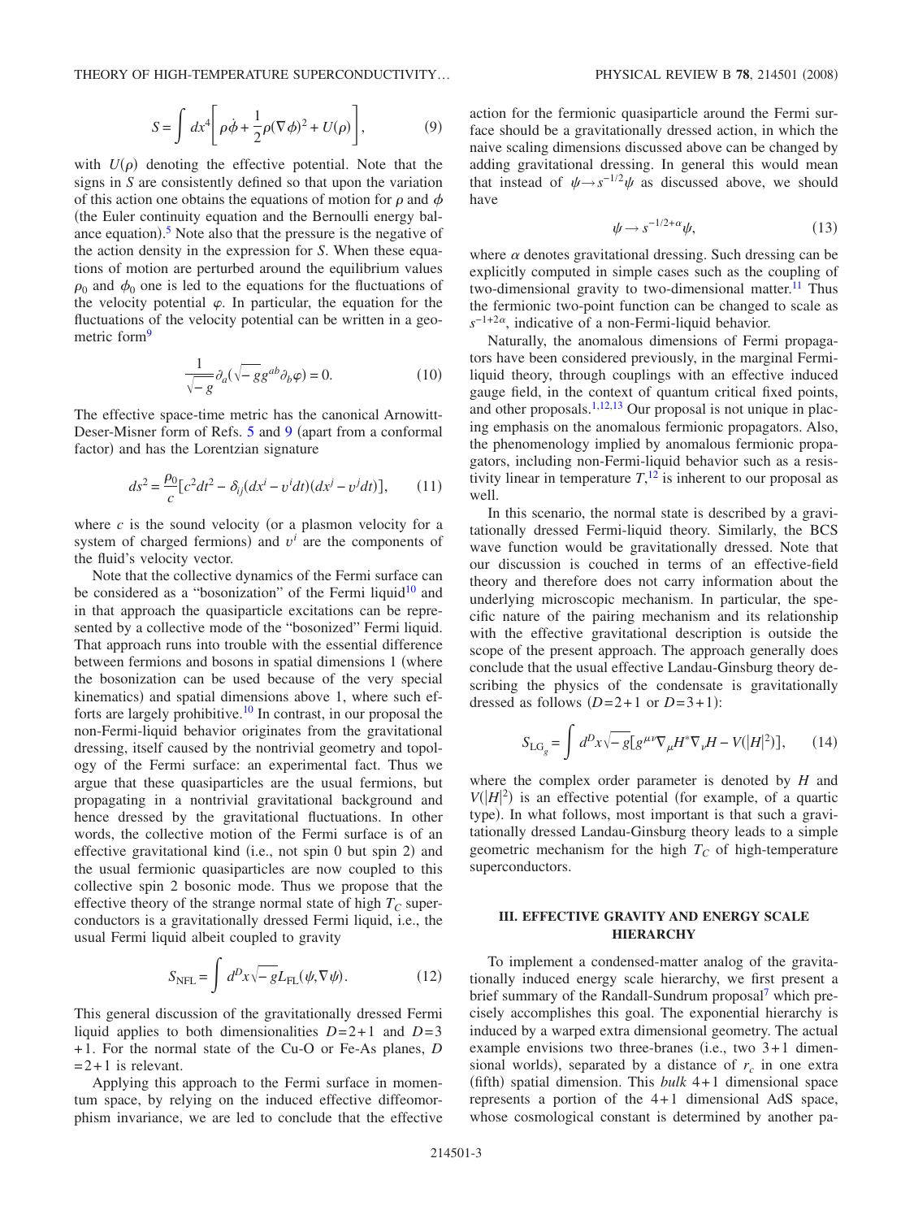$$S = \int dx^4 \left[ \rho \dot{\phi} + \frac{1}{2}\rho(\nabla\phi)^2 + U(\rho) \right], \qquad (9)$$

with $U(\rho)$ denoting the effective potential. Note that the signs in $S$ are consistently defined so that upon the variation of this action one obtains the equations of motion for $\rho$ and $\phi$ (the Euler continuity equation and the Bernoulli energy balance equation).[5] Note also that the pressure is the negative of the action density in the expression for $S$. When these equations of motion are perturbed around the equilibrium values $\rho_0$ and $\phi_0$ one is led to the equations for the fluctuations of the velocity potential $\varphi$. In particular, the equation for the fluctuations of the velocity potential can be written in a geometric form[9]

$$\frac{1}{\sqrt{-g}}\partial_a(\sqrt{-g}g^{ab}\partial_b\varphi) = 0. \qquad (10)$$

The effective space-time metric has the canonical Arnowitt-Deser-Misner form of Refs. 5 and 9 (apart from a conformal factor) and has the Lorentzian signature

$$ds^2 = \frac{\rho_0}{c}[c^2dt^2 - \delta_{ij}(dx^i - v^i dt)(dx^j - v^j dt)], \qquad (11)$$

where $c$ is the sound velocity (or a plasmon velocity for a system of charged fermions) and $v^i$ are the components of the fluid's velocity vector.

Note that the collective dynamics of the Fermi surface can be considered as a "bosonization" of the Fermi liquid[10] and in that approach the quasiparticle excitations can be represented by a collective mode of the "bosonized" Fermi liquid. That approach runs into trouble with the essential difference between fermions and bosons in spatial dimensions 1 (where the bosonization can be used because of the very special kinematics) and spatial dimensions above 1, where such efforts are largely prohibitive.[10] In contrast, in our proposal the non-Fermi-liquid behavior originates from the gravitational dressing, itself caused by the nontrivial geometry and topology of the Fermi surface: an experimental fact. Thus we argue that these quasiparticles are the usual fermions, but propagating in a nontrivial gravitational background and hence dressed by the gravitational fluctuations. In other words, the collective motion of the Fermi surface is of an effective gravitational kind (i.e., not spin 0 but spin 2) and the usual fermionic quasiparticles are now coupled to this collective spin 2 bosonic mode. Thus we propose that the effective theory of the strange normal state of high $T_C$ superconductors is a gravitationally dressed Fermi liquid, i.e., the usual Fermi liquid albeit coupled to gravity

$$S_{\rm NFL} = \int d^D x \sqrt{-g} L_{\rm FL}(\psi, \nabla\psi). \qquad (12)$$

This general discussion of the gravitationally dressed Fermi liquid applies to both dimensionalities $D=2+1$ and $D=3+1$. For the normal state of the Cu-O or Fe-As planes, $D=2+1$ is relevant.

Applying this approach to the Fermi surface in momentum space, by relying on the induced effective diffeomorphism invariance, we are led to conclude that the effective action for the fermionic quasiparticle around the Fermi surface should be a gravitationally dressed action, in which the naive scaling dimensions discussed above can be changed by adding gravitational dressing. In general this would mean that instead of $\psi \to s^{-1/2}\psi$ as discussed above, we should have

$$\psi \to s^{-1/2+\alpha}\psi, \qquad (13)$$

where $\alpha$ denotes gravitational dressing. Such dressing can be explicitly computed in simple cases such as the coupling of two-dimensional gravity to two-dimensional matter.[11] Thus the fermionic two-point function can be changed to scale as $s^{-1+2\alpha}$, indicative of a non-Fermi-liquid behavior.

Naturally, the anomalous dimensions of Fermi propagators have been considered previously, in the marginal Fermi-liquid theory, through couplings with an effective induced gauge field, in the context of quantum critical fixed points, and other proposals.[1,12,13] Our proposal is not unique in placing emphasis on the anomalous fermionic propagators. Also, the phenomenology implied by anomalous fermionic propagators, including non-Fermi-liquid behavior such as a resistivity linear in temperature $T$,[12] is inherent to our proposal as well.

In this scenario, the normal state is described by a gravitationally dressed Fermi-liquid theory. Similarly, the BCS wave function would be gravitationally dressed. Note that our discussion is couched in terms of an effective-field theory and therefore does not carry information about the underlying microscopic mechanism. In particular, the specific nature of the pairing mechanism and its relationship with the effective gravitational description is outside the scope of the present approach. The approach generally does conclude that the usual effective Landau-Ginsburg theory describing the physics of the condensate is gravitationally dressed as follows ($D=2+1$ or $D=3+1$):

$$S_{{\rm LG}_g} = \int d^D x \sqrt{-g}[g^{\mu\nu}\nabla_\mu H^* \nabla_\nu H - V(|H|^2)], \qquad (14)$$

where the complex order parameter is denoted by $H$ and $V(|H|^2)$ is an effective potential (for example, of a quartic type). In what follows, most important is that such a gravitationally dressed Landau-Ginsburg theory leads to a simple geometric mechanism for the high $T_C$ of high-temperature superconductors.

## III. EFFECTIVE GRAVITY AND ENERGY SCALE HIERARCHY

To implement a condensed-matter analog of the gravitationally induced energy scale hierarchy, we first present a brief summary of the Randall-Sundrum proposal[7] which precisely accomplishes this goal. The exponential hierarchy is induced by a warped extra dimensional geometry. The actual example envisions two three-branes (i.e., two 3+1 dimensional worlds), separated by a distance of $r_c$ in one extra (fifth) spatial dimension. This *bulk* 4+1 dimensional space represents a portion of the 4+1 dimensional AdS space, whose cosmological constant is determined by another pa-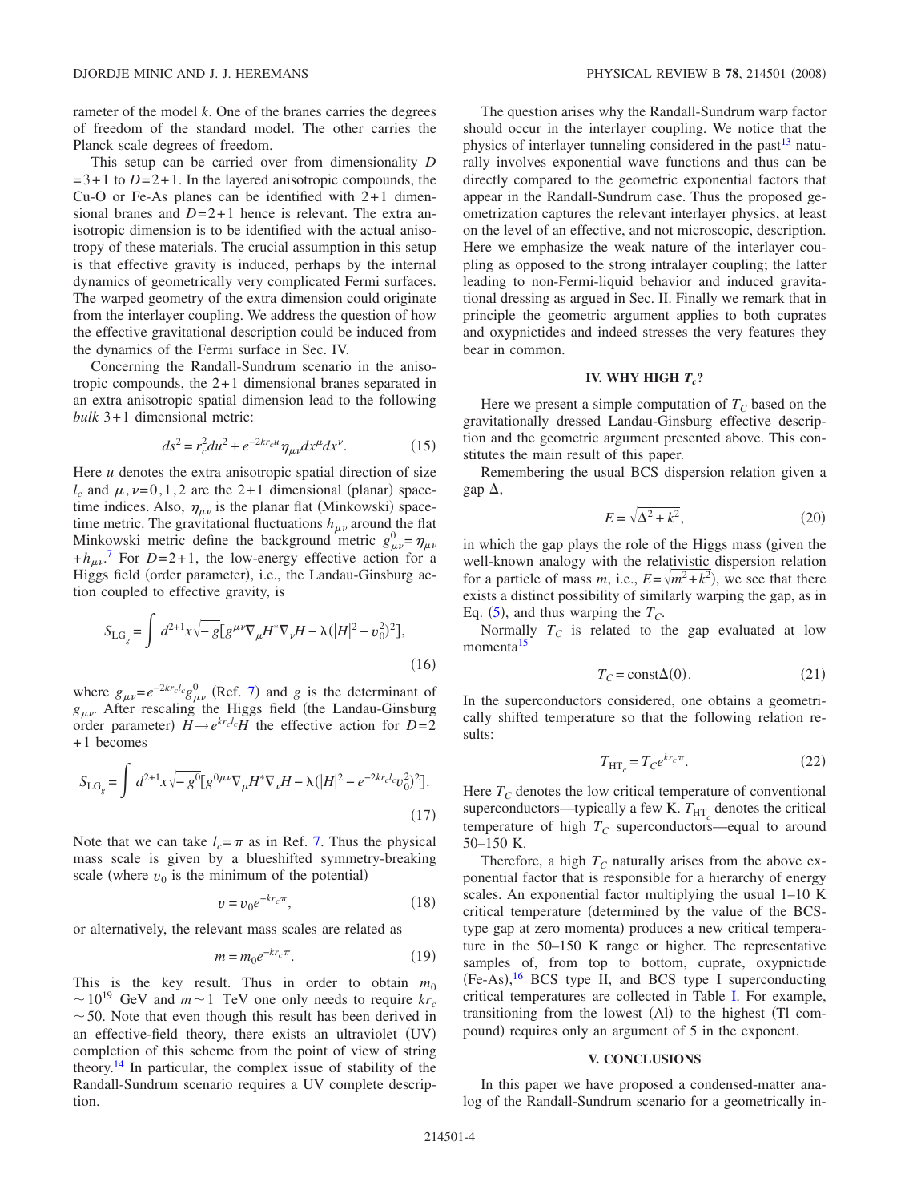rameter of the model $k$. One of the branes carries the degrees of freedom of the standard model. The other carries the Planck scale degrees of freedom.

This setup can be carried over from dimensionality $D = 3+1$ to $D=2+1$. In the layered anisotropic compounds, the Cu-O or Fe-As planes can be identified with $2+1$ dimensional branes and $D=2+1$ hence is relevant. The extra anisotropic dimension is to be identified with the actual anisotropy of these materials. The crucial assumption in this setup is that effective gravity is induced, perhaps by the internal dynamics of geometrically very complicated Fermi surfaces. The warped geometry of the extra dimension could originate from the interlayer coupling. We address the question of how the effective gravitational description could be induced from the dynamics of the Fermi surface in Sec. IV.

Concerning the Randall-Sundrum scenario in the anisotropic compounds, the $2+1$ dimensional branes separated in an extra anisotropic spatial dimension lead to the following *bulk* $3+1$ dimensional metric:

$$ds^2 = r_c^2 du^2 + e^{-2kr_c u}\eta_{\mu\nu}dx^\mu dx^\nu. \tag{15}$$

Here $u$ denotes the extra anisotropic spatial direction of size $l_c$ and $\mu,\nu=0,1,2$ are the $2+1$ dimensional (planar) spacetime indices. Also, $\eta_{\mu\nu}$ is the planar flat (Minkowski) spacetime metric. The gravitational fluctuations $h_{\mu\nu}$ around the flat Minkowski metric define the background metric $g^0_{\mu\nu} = \eta_{\mu\nu} + h_{\mu\nu}$.[7] For $D=2+1$, the low-energy effective action for a Higgs field (order parameter), i.e., the Landau-Ginsburg action coupled to effective gravity, is

$$S_{\mathrm{LG}_g} = \int d^{2+1}x\sqrt{-g}[g^{\mu\nu}\nabla_\mu H^* \nabla_\nu H - \lambda(|H|^2 - v_0^2)^2], \tag{16}$$

where $g_{\mu\nu} = e^{-2kr_c l_c} g^0_{\mu\nu}$ (Ref. 7) and $g$ is the determinant of $g_{\mu\nu}$. After rescaling the Higgs field (the Landau-Ginsburg order parameter) $H \rightarrow e^{kr_c l_c}H$ the effective action for $D=2+1$ becomes

$$S_{\mathrm{LG}_g} = \int d^{2+1}x\sqrt{-g^0}[g^{0\mu\nu}\nabla_\mu H^* \nabla_\nu H - \lambda(|H|^2 - e^{-2kr_c l_c}v_0^2)^2]. \tag{17}$$

Note that we can take $l_c = \pi$ as in Ref. 7. Thus the physical mass scale is given by a blueshifted symmetry-breaking scale (where $v_0$ is the minimum of the potential)

$$v = v_0 e^{-kr_c \pi}, \tag{18}$$

or alternatively, the relevant mass scales are related as

$$m = m_0 e^{-kr_c \pi}. \tag{19}$$

This is the key result. Thus in order to obtain $m_0 \sim 10^{19}$ GeV and $m \sim 1$ TeV one only needs to require $kr_c \sim 50$. Note that even though this result has been derived in an effective-field theory, there exists an ultraviolet (UV) completion of this scheme from the point of view of string theory.[14] In particular, the complex issue of stability of the Randall-Sundrum scenario requires a UV complete description.

The question arises why the Randall-Sundrum warp factor should occur in the interlayer coupling. We notice that the physics of interlayer tunneling considered in the past[13] naturally involves exponential wave functions and thus can be directly compared to the geometric exponential factors that appear in the Randall-Sundrum case. Thus the proposed geometrization captures the relevant interlayer physics, at least on the level of an effective, and not microscopic, description. Here we emphasize the weak nature of the interlayer coupling as opposed to the strong intralayer coupling; the latter leading to non-Fermi-liquid behavior and induced gravitational dressing as argued in Sec. II. Finally we remark that in principle the geometric argument applies to both cuprates and oxypnictides and indeed stresses the very features they bear in common.

## IV. WHY HIGH $T_c$?

Here we present a simple computation of $T_C$ based on the gravitationally dressed Landau-Ginsburg effective description and the geometric argument presented above. This constitutes the main result of this paper.

Remembering the usual BCS dispersion relation given a gap $\Delta$,

$$E = \sqrt{\Delta^2 + k^2}, \tag{20}$$

in which the gap plays the role of the Higgs mass (given the well-known analogy with the relativistic dispersion relation for a particle of mass $m$, i.e., $E=\sqrt{m^2+k^2}$), we see that there exists a distinct possibility of similarly warping the gap, as in Eq. (5), and thus warping the $T_C$.

Normally $T_C$ is related to the gap evaluated at low momenta[15]

$$T_C = \text{const}\Delta(0). \tag{21}$$

In the superconductors considered, one obtains a geometrically shifted temperature so that the following relation results:

$$T_{\mathrm{HT}_c} = T_C e^{kr_c \pi}. \tag{22}$$

Here $T_C$ denotes the low critical temperature of conventional superconductors—typically a few K. $T_{\mathrm{HT}_c}$ denotes the critical temperature of high $T_C$ superconductors—equal to around 50–150 K.

Therefore, a high $T_C$ naturally arises from the above exponential factor that is responsible for a hierarchy of energy scales. An exponential factor multiplying the usual 1–10 K critical temperature (determined by the value of the BCS-type gap at zero momenta) produces a new critical temperature in the 50–150 K range or higher. The representative samples of, from top to bottom, cuprate, oxypnictide (Fe-As),[16] BCS type II, and BCS type I superconducting critical temperatures are collected in Table I. For example, transitioning from the lowest (Al) to the highest (Tl compound) requires only an argument of 5 in the exponent.

## V. CONCLUSIONS

In this paper we have proposed a condensed-matter analog of the Randall-Sundrum scenario for a geometrically in-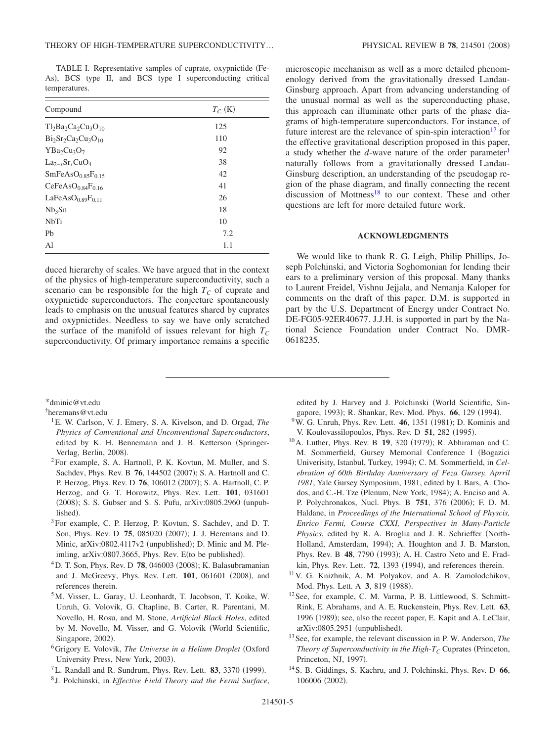TABLE I. Representative samples of cuprate, oxypnictide (Fe-As), BCS type II, and BCS type I superconducting critical temperatures.

| Compound | $T_C$ (K) |
| --- | --- |
| $Tl_2Ba_2Ca_2Cu_3O_{10}$ | 125 |
| $Bi_2Sr_2Ca_2Cu_3O_{10}$ | 110 |
| $YBa_2Cu_3O_7$ | 92 |
| $La_{2-x}Sr_xCuO_4$ | 38 |
| $SmFeAsO_{0.85}F_{0.15}$ | 42 |
| $CeFeAsO_{0.84}F_{0.16}$ | 41 |
| $LaFeAsO_{0.89}F_{0.11}$ | 26 |
| $Nb_3Sn$ | 18 |
| NbTi | 10 |
| Pb | 7.2 |
| Al | 1.1 |

duced hierarchy of scales. We have argued that in the context of the physics of high-temperature superconductivity, such a scenario can be responsible for the high $T_C$ of cuprate and oxypnictide superconductors. The conjecture spontaneously leads to emphasis on the unusual features shared by cuprates and oxypnictides. Needless to say we have only scratched the surface of the manifold of issues relevant for high $T_C$ superconductivity. Of primary importance remains a specific microscopic mechanism as well as a more detailed phenomenology derived from the gravitationally dressed Landau-Ginsburg approach. Apart from advancing understanding of the unusual normal as well as the superconducting phase, this approach can illuminate other parts of the phase diagrams of high-temperature superconductors. For instance, of future interest are the relevance of spin-spin interaction[17] for the effective gravitational description proposed in this paper, a study whether the $d$-wave nature of the order parameter[1] naturally follows from a gravitationally dressed Landau-Ginsburg description, an understanding of the pseudogap region of the phase diagram, and finally connecting the recent discussion of Mottness[18] to our context. These and other questions are left for more detailed future work.

## ACKNOWLEDGMENTS

We would like to thank R. G. Leigh, Philip Phillips, Joseph Polchinski, and Victoria Soghomonian for lending their ears to a preliminary version of this proposal. Many thanks to Laurent Freidel, Vishnu Jejjala, and Nemanja Kaloper for comments on the draft of this paper. D.M. is supported in part by the U.S. Department of Energy under Contract No. DE-FG05-92ER40677. J.J.H. is supported in part by the National Science Foundation under Contract No. DMR-0618235.

---

*dminic@vt.edu

†heremans@vt.edu

[1] E. W. Carlson, V. J. Emery, S. A. Kivelson, and D. Orgad, *The Physics of Conventional and Unconventional Superconductors*, edited by K. H. Bennemann and J. B. Ketterson (Springer-Verlag, Berlin, 2008).

[2] For example, S. A. Hartnoll, P. K. Kovtun, M. Muller, and S. Sachdev, Phys. Rev. B **76**, 144502 (2007); S. A. Hartnoll and C. P. Herzog, Phys. Rev. D **76**, 106012 (2007); S. A. Hartnoll, C. P. Herzog, and G. T. Horowitz, Phys. Rev. Lett. **101**, 031601 (2008); S. S. Gubser and S. S. Pufu, arXiv:0805.2960 (unpublished).

[3] For example, C. P. Herzog, P. Kovtun, S. Sachdev, and D. T. Son, Phys. Rev. D **75**, 085020 (2007); J. J. Heremans and D. Minic, arXiv:0802.4117v2 (unpublished); D. Minic and M. Pleimling, arXiv:0807.3665, Phys. Rev. E(to be published).

[4] D. T. Son, Phys. Rev. D **78**, 046003 (2008); K. Balasubramanian and J. McGreevy, Phys. Rev. Lett. **101**, 061601 (2008), and references therein.

[5] M. Visser, L. Garay, U. Leonhartt, T. Jacobson, T. Koike, W. Unruh, G. Volovik, G. Chapline, B. Carter, R. Parentani, M. Novello, H. Rosu, and M. Stone, *Artificial Black Holes*, edited by M. Novello, M. Visser, and G. Volovik (World Scientific, Singapore, 2002).

[6] Grigory E. Volovik, *The Universe in a Helium Droplet* (Oxford University Press, New York, 2003).

[7] L. Randall and R. Sundrum, Phys. Rev. Lett. **83**, 3370 (1999).

[8] J. Polchinski, in *Effective Field Theory and the Fermi Surface*, edited by J. Harvey and J. Polchinski (World Scientific, Singapore, 1993); R. Shankar, Rev. Mod. Phys. **66**, 129 (1994).

[9] W. G. Unruh, Phys. Rev. Lett. **46**, 1351 (1981); D. Kominis and V. Koulovassilopoulos, Phys. Rev. D **51**, 282 (1995).

[10] A. Luther, Phys. Rev. B **19**, 320 (1979); R. Abhiraman and C. M. Sommerfield, Gursey Memorial Conference I (Bogazici Univerisity, Istanbul, Turkey, 1994); C. M. Sommerfield, in *Celebration of 60th Birthday Anniversary of Feza Gursey, Aprril 1981*, Yale Gursey Symposium, 1981, edited by I. Bars, A. Chodos, and C.-H. Tze (Plenum, New York, 1984); A. Enciso and A. P. Polychronakos, Nucl. Phys. B **751**, 376 (2006); F. D. M. Haldane, in *Proceedings of the International School of Physcis, Enrico Fermi, Course CXXI, Perspectives in Many-Particle Physics*, edited by R. A. Broglia and J. R. Schrieffer (North-Holland, Amsterdam, 1994); A. Houghton and J. B. Marston, Phys. Rev. B **48**, 7790 (1993); A. H. Castro Neto and E. Fradkin, Phys. Rev. Lett. **72**, 1393 (1994), and references therein.

[11] V. G. Knizhnik, A. M. Polyakov, and A. B. Zamolodchikov, Mod. Phys. Lett. A **3**, 819 (1988).

[12] See, for example, C. M. Varma, P. B. Littlewood, S. Schmitt-Rink, E. Abrahams, and A. E. Ruckenstein, Phys. Rev. Lett. **63**, 1996 (1989); see, also the recent paper, E. Kapit and A. LeClair, arXiv:0805.2951 (unpublished).

[13] See, for example, the relevant discussion in P. W. Anderson, *The Theory of Superconductivity in the High-$T_C$ Cuprates* (Princeton, Princeton, NJ, 1997).

[14] S. B. Giddings, S. Kachru, and J. Polchinski, Phys. Rev. D **66**, 106006 (2002).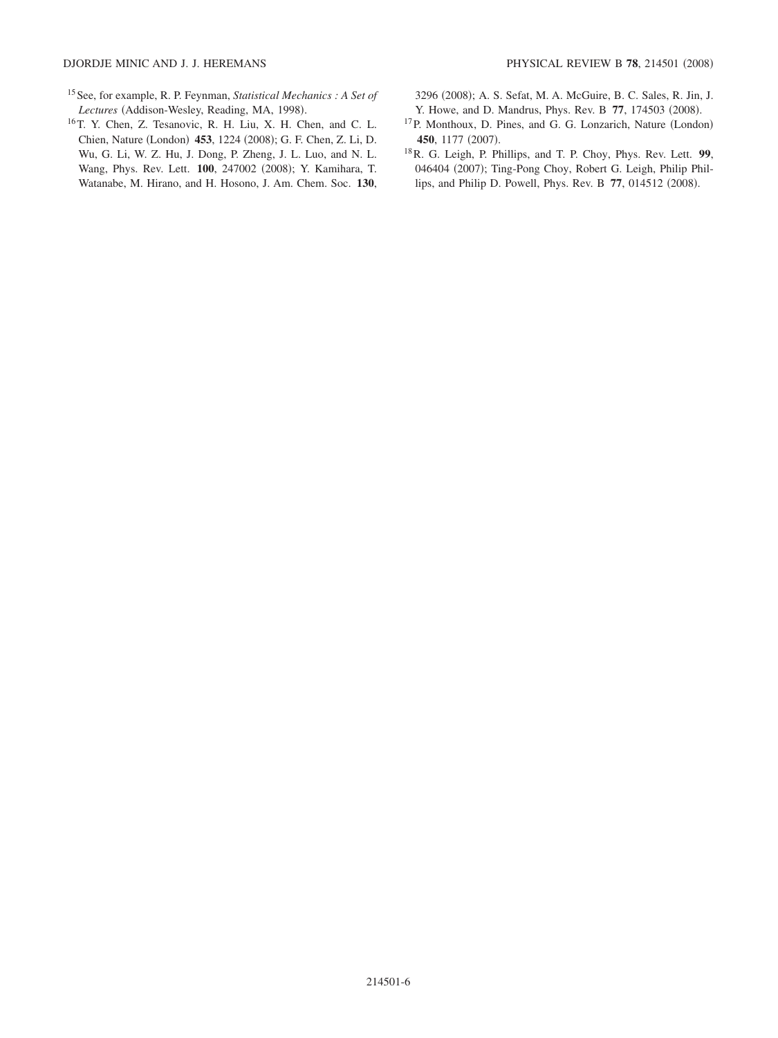[15] See, for example, R. P. Feynman, *Statistical Mechanics : A Set of Lectures* (Addison-Wesley, Reading, MA, 1998).

[16] T. Y. Chen, Z. Tesanovic, R. H. Liu, X. H. Chen, and C. L. Chien, Nature (London) **453**, 1224 (2008); G. F. Chen, Z. Li, D. Wu, G. Li, W. Z. Hu, J. Dong, P. Zheng, J. L. Luo, and N. L. Wang, Phys. Rev. Lett. **100**, 247002 (2008); Y. Kamihara, T. Watanabe, M. Hirano, and H. Hosono, J. Am. Chem. Soc. **130**, 3296 (2008); A. S. Sefat, M. A. McGuire, B. C. Sales, R. Jin, J. Y. Howe, and D. Mandrus, Phys. Rev. B **77**, 174503 (2008).

[17] P. Monthoux, D. Pines, and G. G. Lonzarich, Nature (London) **450**, 1177 (2007).

[18] R. G. Leigh, P. Phillips, and T. P. Choy, Phys. Rev. Lett. **99**, 046404 (2007); Ting-Pong Choy, Robert G. Leigh, Philip Phillips, and Philip D. Powell, Phys. Rev. B **77**, 014512 (2008).